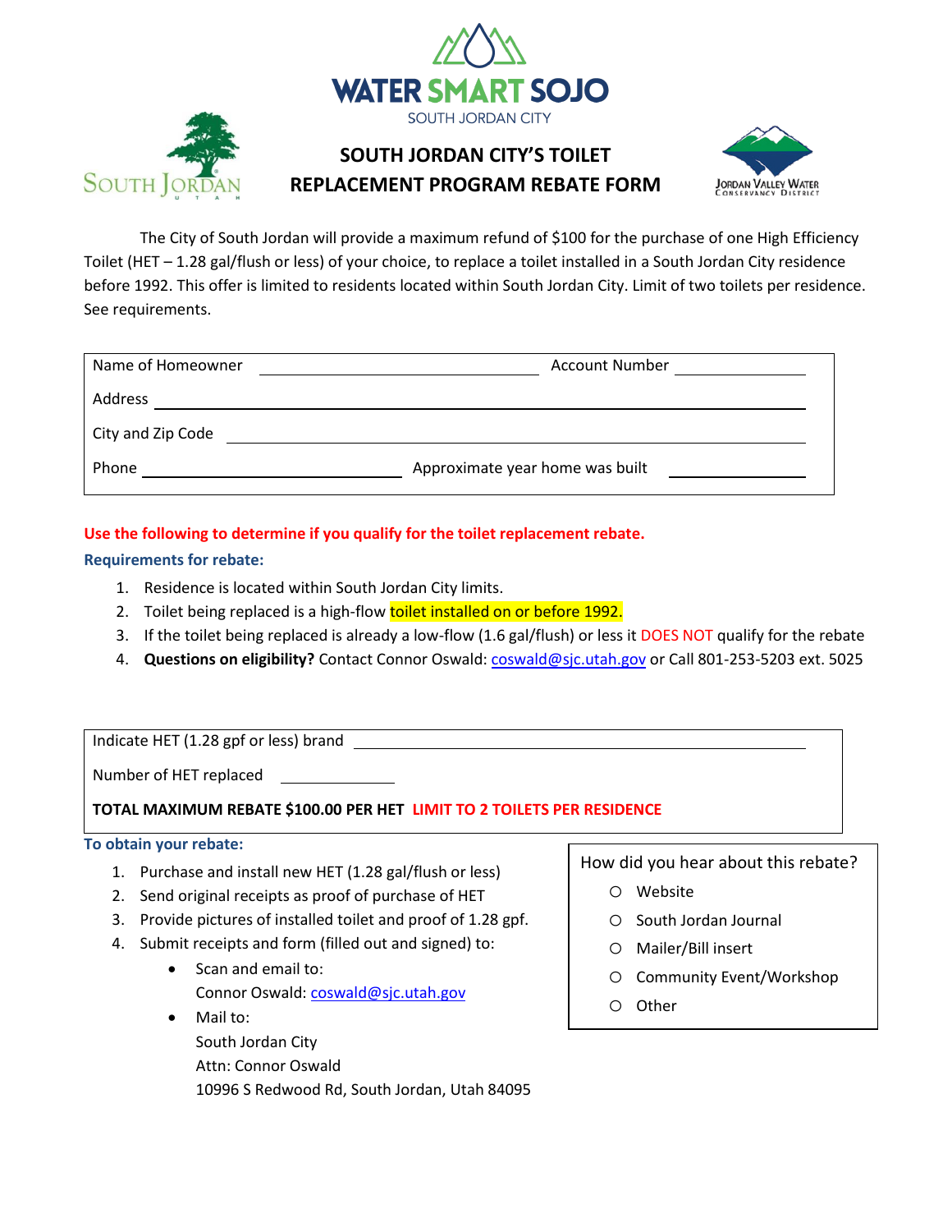WATER SMART SOJO

SOUTH JORDAN CITY

# SOUTH JORDAN CITY'S TOILET REPLACEMENT PROGRAM REBATE FORM

The City of South Jordan will provide a maximum refund of $100 for the purchase of one High Efficiency Toilet (HET – 1.28 gal/flush or less) of your choice, to replace a toilet installed in a South Jordan City residence before 1992. This offer is limited to residents located within South Jordan City. Limit of two toilets per residence. See requirements.

Name of Homeowner ____________________ Account Number ____________

Address ________________________________________

City and Zip Code ________________________________________

Phone ____________________ Approximate year home was built ____________

**Use the following to determine if you qualify for the toilet replacement rebate.**

**Requirements for rebate:**

1. Residence is located within South Jordan City limits.
2. Toilet being replaced is a high-flow toilet installed on or before 1992.
3. If the toilet being replaced is already a low-flow (1.6 gal/flush) or less it DOES NOT qualify for the rebate
4. **Questions on eligibility?** Contact Connor Oswald: coswald@sjc.utah.gov or Call 801-253-5203 ext. 5025

Indicate HET (1.28 gpf or less) brand ________________________________________

Number of HET replaced ____________

**TOTAL MAXIMUM REBATE $100.00 PER HET LIMIT TO 2 TOILETS PER RESIDENCE**

**To obtain your rebate:**

1. Purchase and install new HET (1.28 gal/flush or less)
2. Send original receipts as proof of purchase of HET
3. Provide pictures of installed toilet and proof of 1.28 gpf.
4. Submit receipts and form (filled out and signed) to:
   - Scan and email to:
     Connor Oswald: coswald@sjc.utah.gov
   - Mail to:
     South Jordan City
     Attn: Connor Oswald
     10996 S Redwood Rd, South Jordan, Utah 84095

How did you hear about this rebate?

- ○ Website
- ○ South Jordan Journal
- ○ Mailer/Bill insert
- ○ Community Event/Workshop
- ○ Other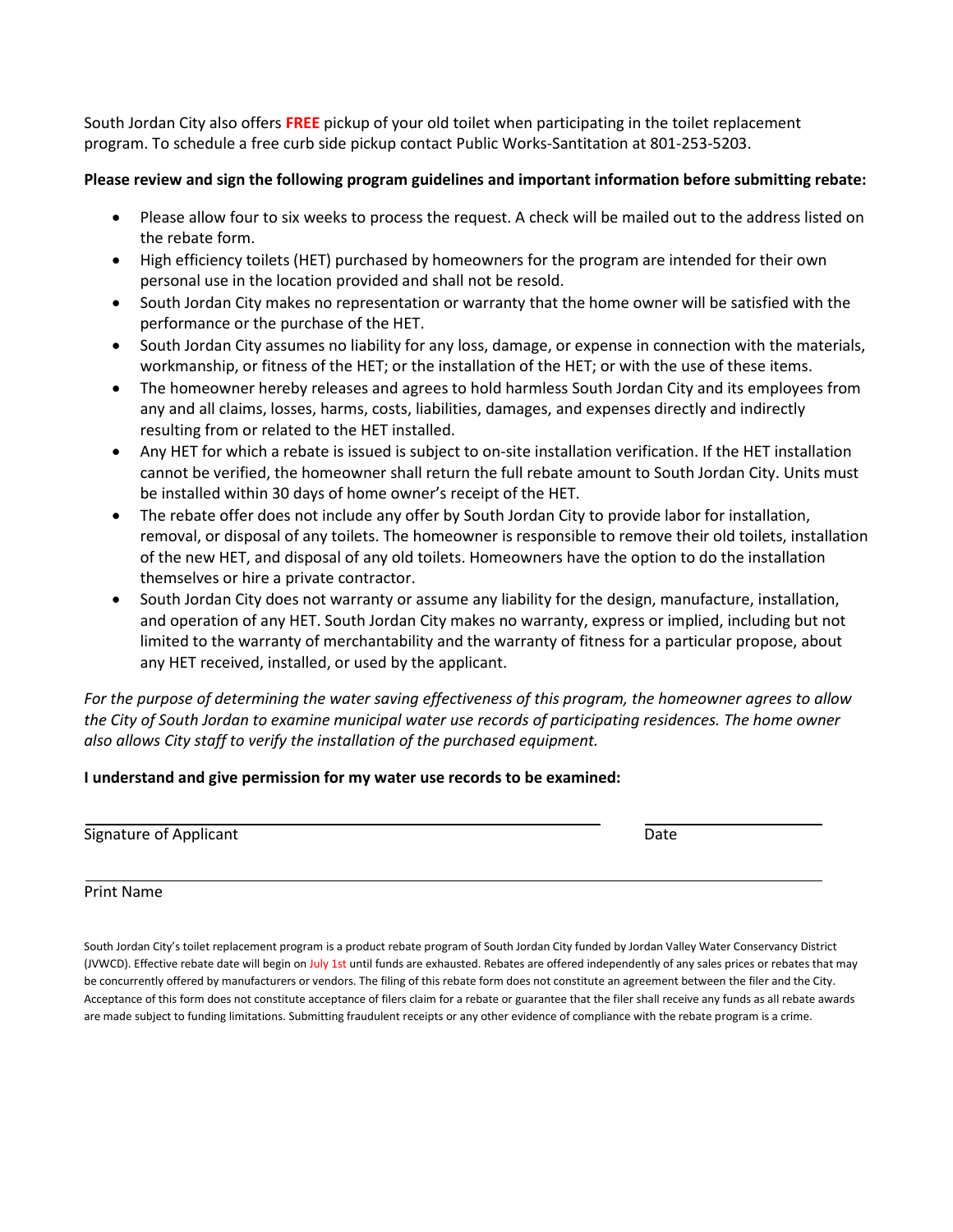South Jordan City also offers **FREE** pickup of your old toilet when participating in the toilet replacement program. To schedule a free curb side pickup contact Public Works-Santitation at 801-253-5203.

**Please review and sign the following program guidelines and important information before submitting rebate:**

- Please allow four to six weeks to process the request. A check will be mailed out to the address listed on the rebate form.
- High efficiency toilets (HET) purchased by homeowners for the program are intended for their own personal use in the location provided and shall not be resold.
- South Jordan City makes no representation or warranty that the home owner will be satisfied with the performance or the purchase of the HET.
- South Jordan City assumes no liability for any loss, damage, or expense in connection with the materials, workmanship, or fitness of the HET; or the installation of the HET; or with the use of these items.
- The homeowner hereby releases and agrees to hold harmless South Jordan City and its employees from any and all claims, losses, harms, costs, liabilities, damages, and expenses directly and indirectly resulting from or related to the HET installed.
- Any HET for which a rebate is issued is subject to on-site installation verification. If the HET installation cannot be verified, the homeowner shall return the full rebate amount to South Jordan City. Units must be installed within 30 days of home owner's receipt of the HET.
- The rebate offer does not include any offer by South Jordan City to provide labor for installation, removal, or disposal of any toilets. The homeowner is responsible to remove their old toilets, installation of the new HET, and disposal of any old toilets. Homeowners have the option to do the installation themselves or hire a private contractor.
- South Jordan City does not warranty or assume any liability for the design, manufacture, installation, and operation of any HET. South Jordan City makes no warranty, express or implied, including but not limited to the warranty of merchantability and the warranty of fitness for a particular propose, about any HET received, installed, or used by the applicant.

*For the purpose of determining the water saving effectiveness of this program, the homeowner agrees to allow the City of South Jordan to examine municipal water use records of participating residences. The home owner also allows City staff to verify the installation of the purchased equipment.*

**I understand and give permission for my water use records to be examined:**

Signature of Applicant ______________________________ Date ______________

Print Name ______________________________

South Jordan City's toilet replacement program is a product rebate program of South Jordan City funded by Jordan Valley Water Conservancy District (JVWCD). Effective rebate date will begin on July 1st until funds are exhausted. Rebates are offered independently of any sales prices or rebates that may be concurrently offered by manufacturers or vendors. The filing of this rebate form does not constitute an agreement between the filer and the City. Acceptance of this form does not constitute acceptance of filers claim for a rebate or guarantee that the filer shall receive any funds as all rebate awards are made subject to funding limitations. Submitting fraudulent receipts or any other evidence of compliance with the rebate program is a crime.